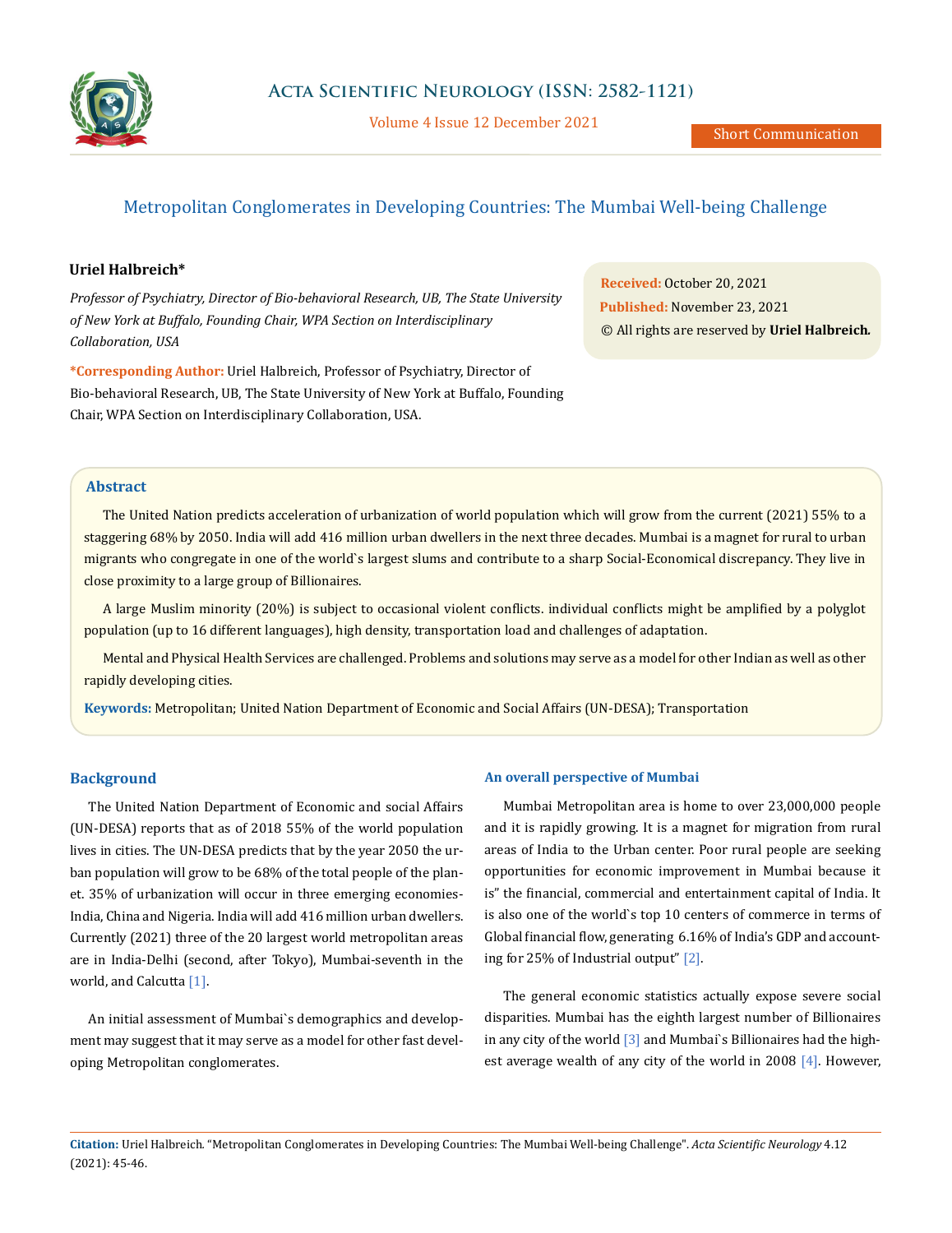Short Communication

# Metropolitan Conglomerates in Developing Countries: The Mumbai Well-being Challenge

**Uriel Halbreich***

*Professor of Psychiatry, Director of Bio-behavioral Research, UB, The State University of New York at Buffalo, Founding Chair, WPA Section on Interdisciplinary Collaboration, USA*

**\*Corresponding Author:** Uriel Halbreich, Professor of Psychiatry, Director of Bio-behavioral Research, UB, The State University of New York at Buffalo, Founding Chair, WPA Section on Interdisciplinary Collaboration, USA.

**Received:** October 20, 2021
**Published:** November 23, 2021
© All rights are reserved by **Uriel Halbreich.**

## Abstract

The United Nation predicts acceleration of urbanization of world population which will grow from the current (2021) 55% to a staggering 68% by 2050. India will add 416 million urban dwellers in the next three decades. Mumbai is a magnet for rural to urban migrants who congregate in one of the world`s largest slums and contribute to a sharp Social-Economical discrepancy. They live in close proximity to a large group of Billionaires.

A large Muslim minority (20%) is subject to occasional violent conflicts. individual conflicts might be amplified by a polyglot population (up to 16 different languages), high density, transportation load and challenges of adaptation.

Mental and Physical Health Services are challenged. Problems and solutions may serve as a model for other Indian as well as other rapidly developing cities.

**Keywords:** Metropolitan; United Nation Department of Economic and Social Affairs (UN-DESA); Transportation

## Background

The United Nation Department of Economic and social Affairs (UN-DESA) reports that as of 2018 55% of the world population lives in cities. The UN-DESA predicts that by the year 2050 the urban population will grow to be 68% of the total people of the planet. 35% of urbanization will occur in three emerging economies-India, China and Nigeria. India will add 416 million urban dwellers. Currently (2021) three of the 20 largest world metropolitan areas are in India-Delhi (second, after Tokyo), Mumbai-seventh in the world, and Calcutta [1].

An initial assessment of Mumbai`s demographics and development may suggest that it may serve as a model for other fast developing Metropolitan conglomerates.

### An overall perspective of Mumbai

Mumbai Metropolitan area is home to over 23,000,000 people and it is rapidly growing. It is a magnet for migration from rural areas of India to the Urban center. Poor rural people are seeking opportunities for economic improvement in Mumbai because it is" the financial, commercial and entertainment capital of India. It is also one of the world`s top 10 centers of commerce in terms of Global financial flow, generating 6.16% of India's GDP and accounting for 25% of Industrial output" [2].

The general economic statistics actually expose severe social disparities. Mumbai has the eighth largest number of Billionaires in any city of the world [3] and Mumbai`s Billionaires had the highest average wealth of any city of the world in 2008 [4]. However,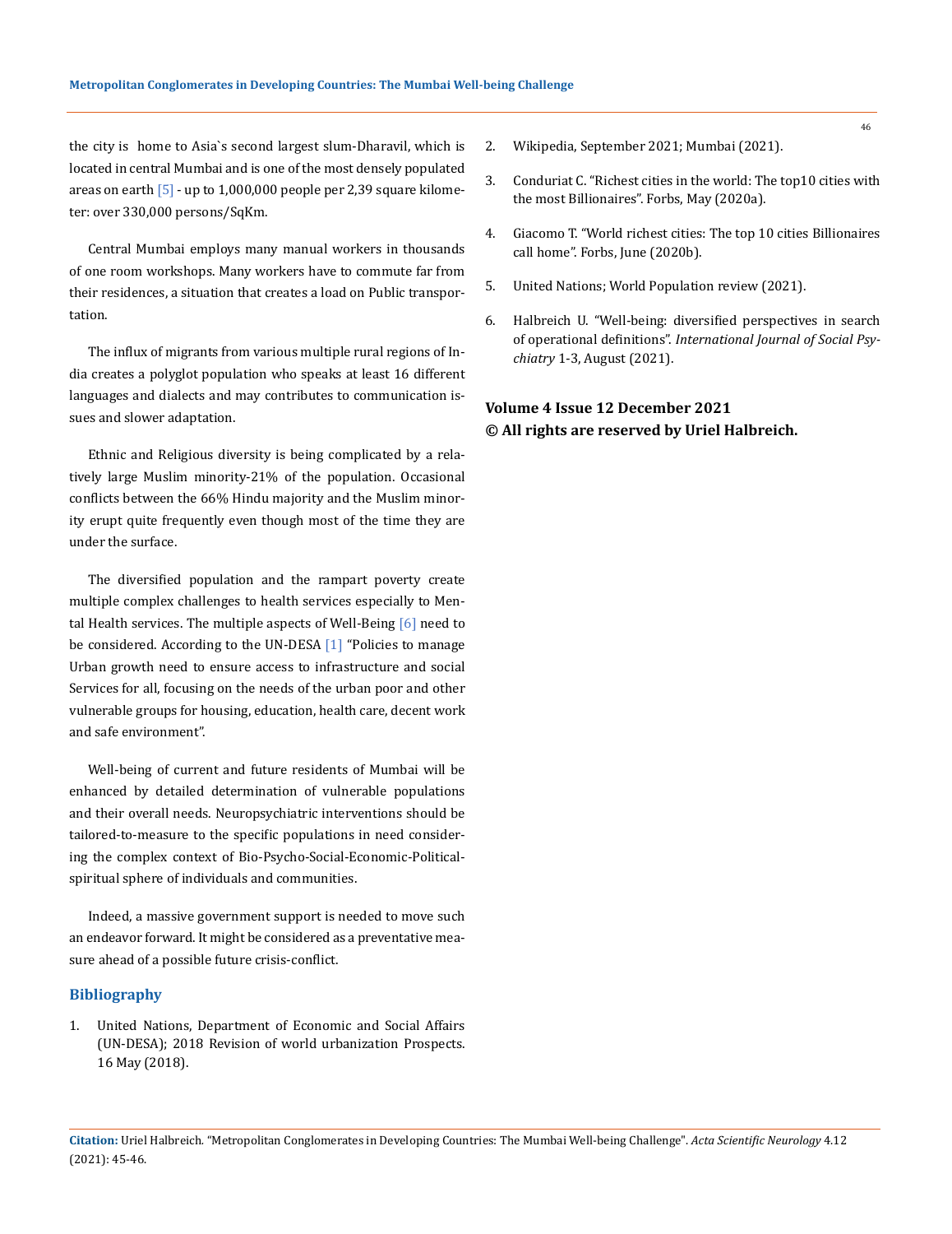the city is home to Asia`s second largest slum-Dharavil, which is located in central Mumbai and is one of the most densely populated areas on earth [5] - up to 1,000,000 people per 2,39 square kilometer: over 330,000 persons/SqKm.

Central Mumbai employs many manual workers in thousands of one room workshops. Many workers have to commute far from their residences, a situation that creates a load on Public transportation.

The influx of migrants from various multiple rural regions of India creates a polyglot population who speaks at least 16 different languages and dialects and may contributes to communication issues and slower adaptation.

Ethnic and Religious diversity is being complicated by a relatively large Muslim minority-21% of the population. Occasional conflicts between the 66% Hindu majority and the Muslim minority erupt quite frequently even though most of the time they are under the surface.

The diversified population and the rampart poverty create multiple complex challenges to health services especially to Mental Health services. The multiple aspects of Well-Being [6] need to be considered. According to the UN-DESA [1] "Policies to manage Urban growth need to ensure access to infrastructure and social Services for all, focusing on the needs of the urban poor and other vulnerable groups for housing, education, health care, decent work and safe environment".

Well-being of current and future residents of Mumbai will be enhanced by detailed determination of vulnerable populations and their overall needs. Neuropsychiatric interventions should be tailored-to-measure to the specific populations in need considering the complex context of Bio-Psycho-Social-Economic-Political-spiritual sphere of individuals and communities.

Indeed, a massive government support is needed to move such an endeavor forward. It might be considered as a preventative measure ahead of a possible future crisis-conflict.

## Bibliography

1. United Nations, Department of Economic and Social Affairs (UN-DESA); 2018 Revision of world urbanization Prospects. 16 May (2018).
2. Wikipedia, September 2021; Mumbai (2021).
3. Conduriat C. "Richest cities in the world: The top10 cities with the most Billionaires". Forbs, May (2020a).
4. Giacomo T. "World richest cities: The top 10 cities Billionaires call home". Forbs, June (2020b).
5. United Nations; World Population review (2021).
6. Halbreich U. "Well-being: diversified perspectives in search of operational definitions". *International Journal of Social Psychiatry* 1-3, August (2021).

**Volume 4 Issue 12 December 2021**
**© All rights are reserved by Uriel Halbreich.**